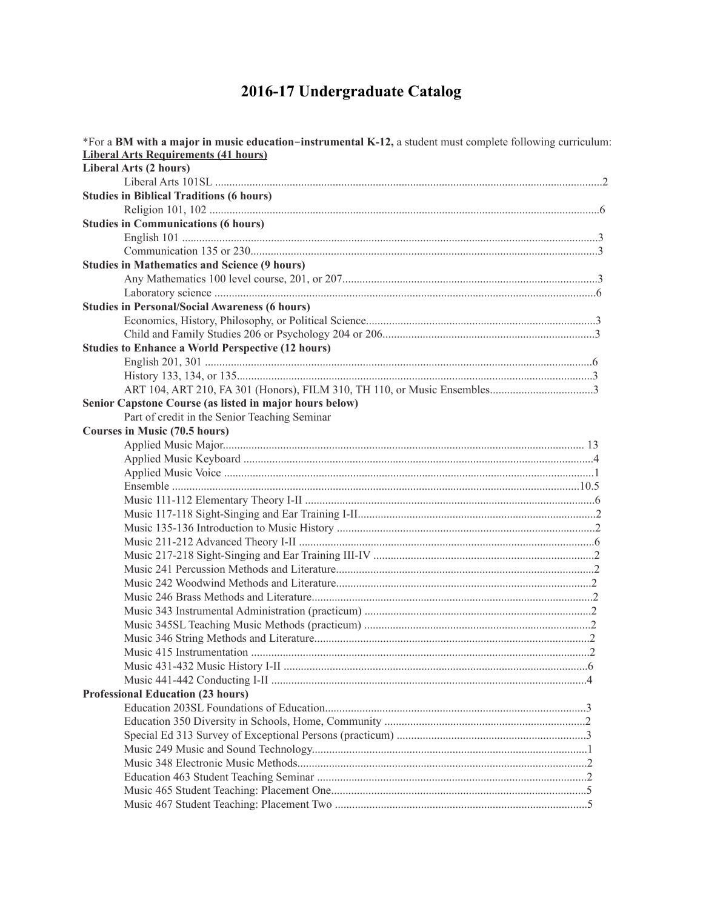# 2016-17 Undergraduate Catalog

*For a **BM with a major in music education−instrumental K-12,** a student must complete following curriculum:

**Liberal Arts Requirements (41 hours)**

**Liberal Arts (2 hours)**

Liberal Arts 101SL .....2

**Studies in Biblical Traditions (6 hours)**

Religion 101, 102 .....6

**Studies in Communications (6 hours)**

English 101 .....3

Communication 135 or 230.....3

**Studies in Mathematics and Science (9 hours)**

Any Mathematics 100 level course, 201, or 207.....3

Laboratory science .....6

**Studies in Personal/Social Awareness (6 hours)**

Economics, History, Philosophy, or Political Science.....3

Child and Family Studies 206 or Psychology 204 or 206.....3

**Studies to Enhance a World Perspective (12 hours)**

English 201, 301 .....6

History 133, 134, or 135.....3

ART 104, ART 210, FA 301 (Honors), FILM 310, TH 110, or Music Ensembles.....3

**Senior Capstone Course (as listed in major hours below)**

Part of credit in the Senior Teaching Seminar

**Courses in Music (70.5 hours)**

Applied Music Major..... 13

Applied Music Keyboard .....4

Applied Music Voice .....1

Ensemble .....10.5

Music 111-112 Elementary Theory I-II .....6

Music 117-118 Sight-Singing and Ear Training I-II.....2

Music 135-136 Introduction to Music History .....2

Music 211-212 Advanced Theory I-II .....6

Music 217-218 Sight-Singing and Ear Training III-IV .....2

Music 241 Percussion Methods and Literature.....2

Music 242 Woodwind Methods and Literature.....2

Music 246 Brass Methods and Literature.....2

Music 343 Instrumental Administration (practicum) .....2

Music 345SL Teaching Music Methods (practicum) .....2

Music 346 String Methods and Literature.....2

Music 415 Instrumentation .....2

Music 431-432 Music History I-II .....6

Music 441-442 Conducting I-II .....4

**Professional Education (23 hours)**

Education 203SL Foundations of Education.....3

Education 350 Diversity in Schools, Home, Community .....2

Special Ed 313 Survey of Exceptional Persons (practicum) .....3

Music 249 Music and Sound Technology.....1

Music 348 Electronic Music Methods.....2

Education 463 Student Teaching Seminar .....2

Music 465 Student Teaching: Placement One.....5

Music 467 Student Teaching: Placement Two .....5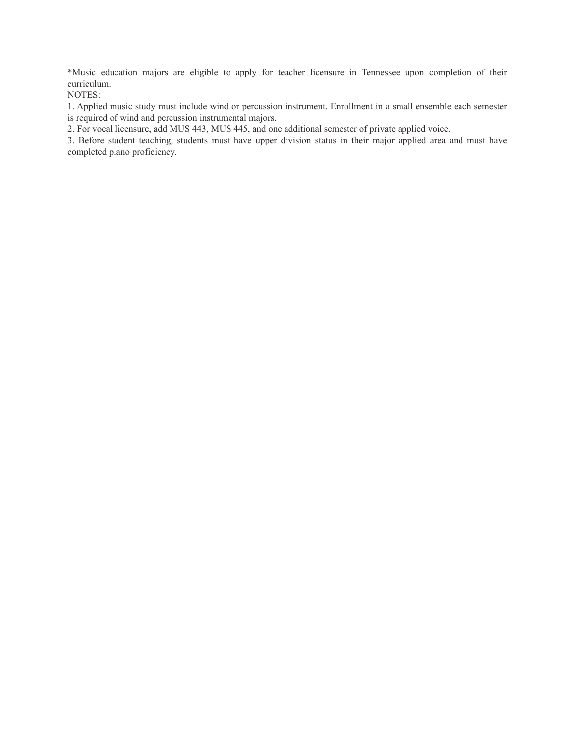*Music education majors are eligible to apply for teacher licensure in Tennessee upon completion of their curriculum.

NOTES:

1. Applied music study must include wind or percussion instrument. Enrollment in a small ensemble each semester is required of wind and percussion instrumental majors.
2. For vocal licensure, add MUS 443, MUS 445, and one additional semester of private applied voice.
3. Before student teaching, students must have upper division status in their major applied area and must have completed piano proficiency.